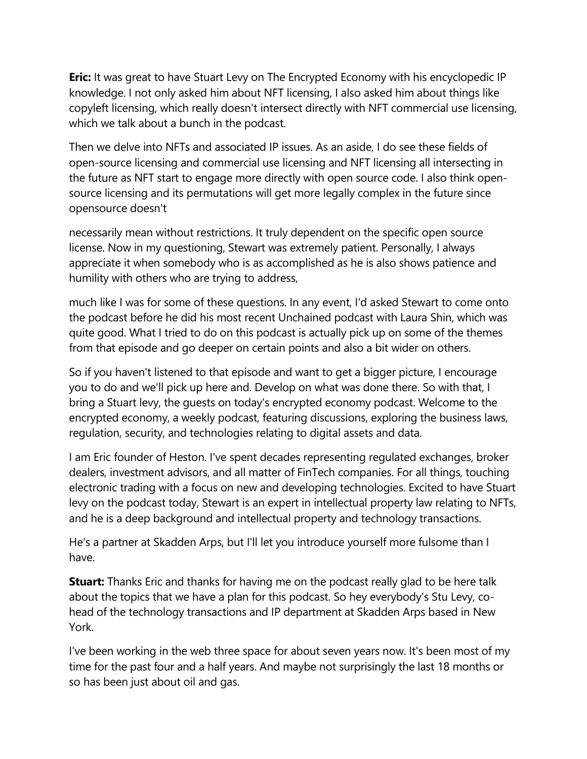**Eric:** It was great to have Stuart Levy on The Encrypted Economy with his encyclopedic IP knowledge. I not only asked him about NFT licensing, I also asked him about things like copyleft licensing, which really doesn't intersect directly with NFT commercial use licensing, which we talk about a bunch in the podcast.

Then we delve into NFTs and associated IP issues. As an aside, I do see these fields of open-source licensing and commercial use licensing and NFT licensing all intersecting in the future as NFT start to engage more directly with open source code. I also think open-source licensing and its permutations will get more legally complex in the future since opensource doesn't

necessarily mean without restrictions. It truly dependent on the specific open source license. Now in my questioning, Stewart was extremely patient. Personally, I always appreciate it when somebody who is as accomplished as he is also shows patience and humility with others who are trying to address,

much like I was for some of these questions. In any event, I'd asked Stewart to come onto the podcast before he did his most recent Unchained podcast with Laura Shin, which was quite good. What I tried to do on this podcast is actually pick up on some of the themes from that episode and go deeper on certain points and also a bit wider on others.

So if you haven't listened to that episode and want to get a bigger picture, I encourage you to do and we'll pick up here and. Develop on what was done there. So with that, I bring a Stuart levy, the guests on today's encrypted economy podcast. Welcome to the encrypted economy, a weekly podcast, featuring discussions, exploring the business laws, regulation, security, and technologies relating to digital assets and data.

I am Eric founder of Heston. I've spent decades representing regulated exchanges, broker dealers, investment advisors, and all matter of FinTech companies. For all things, touching electronic trading with a focus on new and developing technologies. Excited to have Stuart levy on the podcast today, Stewart is an expert in intellectual property law relating to NFTs, and he is a deep background and intellectual property and technology transactions.

He's a partner at Skadden Arps, but I'll let you introduce yourself more fulsome than I have.

**Stuart:** Thanks Eric and thanks for having me on the podcast really glad to be here talk about the topics that we have a plan for this podcast. So hey everybody's Stu Levy, co-head of the technology transactions and IP department at Skadden Arps based in New York.

I've been working in the web three space for about seven years now. It's been most of my time for the past four and a half years. And maybe not surprisingly the last 18 months or so has been just about oil and gas.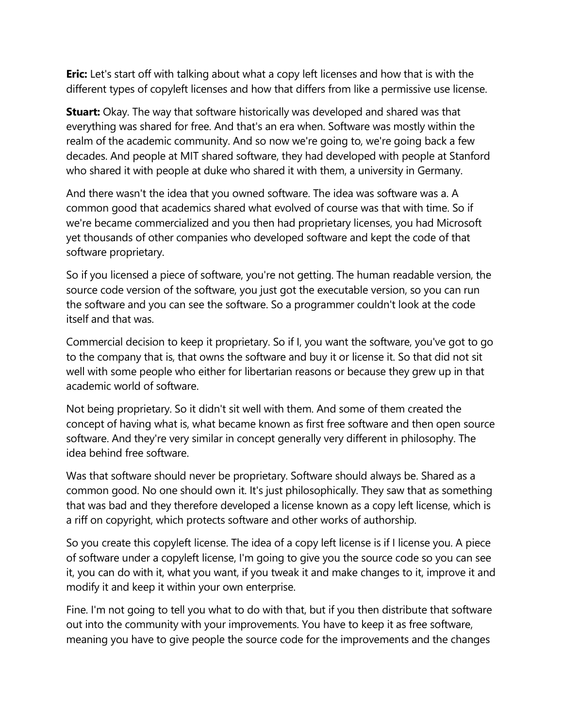**Eric:** Let's start off with talking about what a copy left licenses and how that is with the different types of copyleft licenses and how that differs from like a permissive use license.

**Stuart:** Okay. The way that software historically was developed and shared was that everything was shared for free. And that's an era when. Software was mostly within the realm of the academic community. And so now we're going to, we're going back a few decades. And people at MIT shared software, they had developed with people at Stanford who shared it with people at duke who shared it with them, a university in Germany.

And there wasn't the idea that you owned software. The idea was software was a. A common good that academics shared what evolved of course was that with time. So if we're became commercialized and you then had proprietary licenses, you had Microsoft yet thousands of other companies who developed software and kept the code of that software proprietary.

So if you licensed a piece of software, you're not getting. The human readable version, the source code version of the software, you just got the executable version, so you can run the software and you can see the software. So a programmer couldn't look at the code itself and that was.

Commercial decision to keep it proprietary. So if I, you want the software, you've got to go to the company that is, that owns the software and buy it or license it. So that did not sit well with some people who either for libertarian reasons or because they grew up in that academic world of software.

Not being proprietary. So it didn't sit well with them. And some of them created the concept of having what is, what became known as first free software and then open source software. And they're very similar in concept generally very different in philosophy. The idea behind free software.

Was that software should never be proprietary. Software should always be. Shared as a common good. No one should own it. It's just philosophically. They saw that as something that was bad and they therefore developed a license known as a copy left license, which is a riff on copyright, which protects software and other works of authorship.

So you create this copyleft license. The idea of a copy left license is if I license you. A piece of software under a copyleft license, I'm going to give you the source code so you can see it, you can do with it, what you want, if you tweak it and make changes to it, improve it and modify it and keep it within your own enterprise.

Fine. I'm not going to tell you what to do with that, but if you then distribute that software out into the community with your improvements. You have to keep it as free software, meaning you have to give people the source code for the improvements and the changes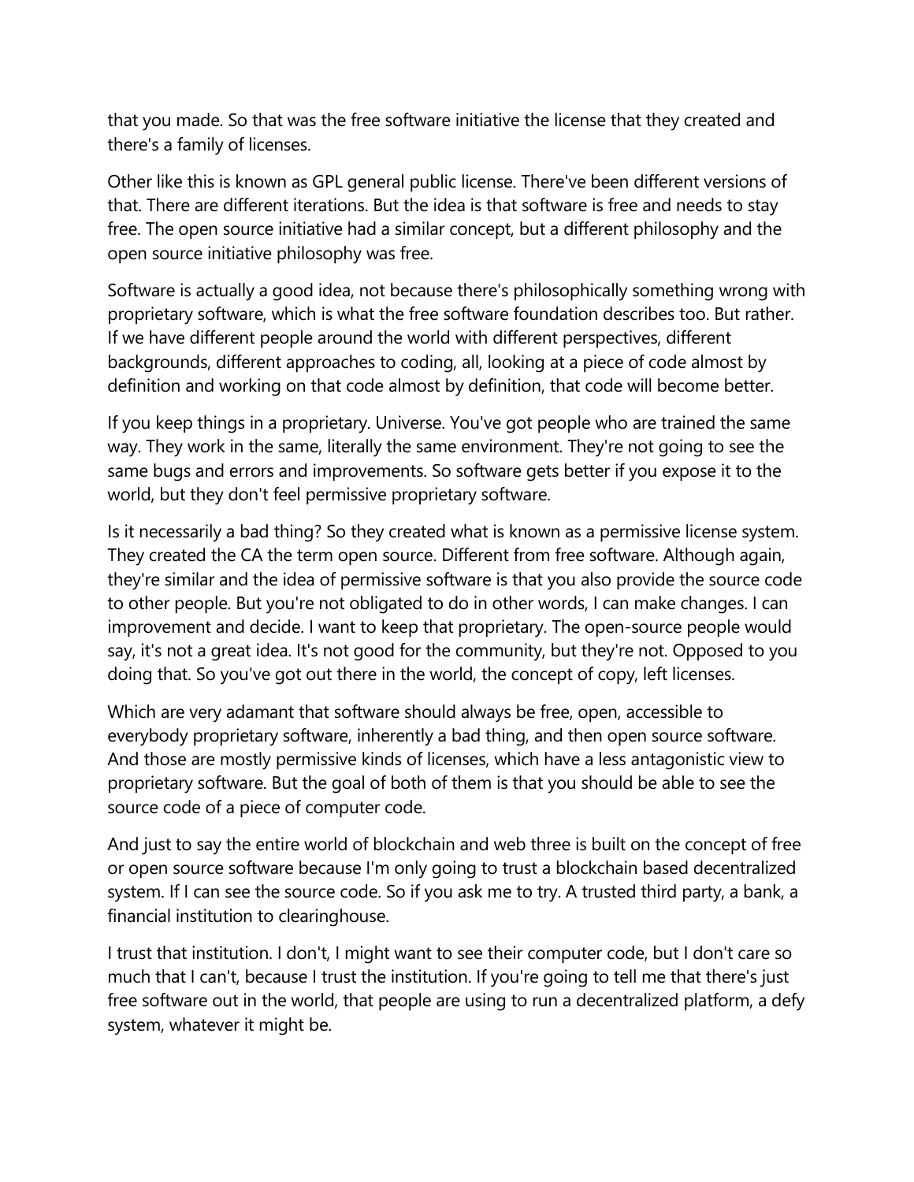that you made. So that was the free software initiative the license that they created and there's a family of licenses.

Other like this is known as GPL general public license. There've been different versions of that. There are different iterations. But the idea is that software is free and needs to stay free. The open source initiative had a similar concept, but a different philosophy and the open source initiative philosophy was free.

Software is actually a good idea, not because there's philosophically something wrong with proprietary software, which is what the free software foundation describes too. But rather. If we have different people around the world with different perspectives, different backgrounds, different approaches to coding, all, looking at a piece of code almost by definition and working on that code almost by definition, that code will become better.

If you keep things in a proprietary. Universe. You've got people who are trained the same way. They work in the same, literally the same environment. They're not going to see the same bugs and errors and improvements. So software gets better if you expose it to the world, but they don't feel permissive proprietary software.

Is it necessarily a bad thing? So they created what is known as a permissive license system. They created the CA the term open source. Different from free software. Although again, they're similar and the idea of permissive software is that you also provide the source code to other people. But you're not obligated to do in other words, I can make changes. I can improvement and decide. I want to keep that proprietary. The open-source people would say, it's not a great idea. It's not good for the community, but they're not. Opposed to you doing that. So you've got out there in the world, the concept of copy, left licenses.

Which are very adamant that software should always be free, open, accessible to everybody proprietary software, inherently a bad thing, and then open source software. And those are mostly permissive kinds of licenses, which have a less antagonistic view to proprietary software. But the goal of both of them is that you should be able to see the source code of a piece of computer code.

And just to say the entire world of blockchain and web three is built on the concept of free or open source software because I'm only going to trust a blockchain based decentralized system. If I can see the source code. So if you ask me to try. A trusted third party, a bank, a financial institution to clearinghouse.

I trust that institution. I don't, I might want to see their computer code, but I don't care so much that I can't, because I trust the institution. If you're going to tell me that there's just free software out in the world, that people are using to run a decentralized platform, a defy system, whatever it might be.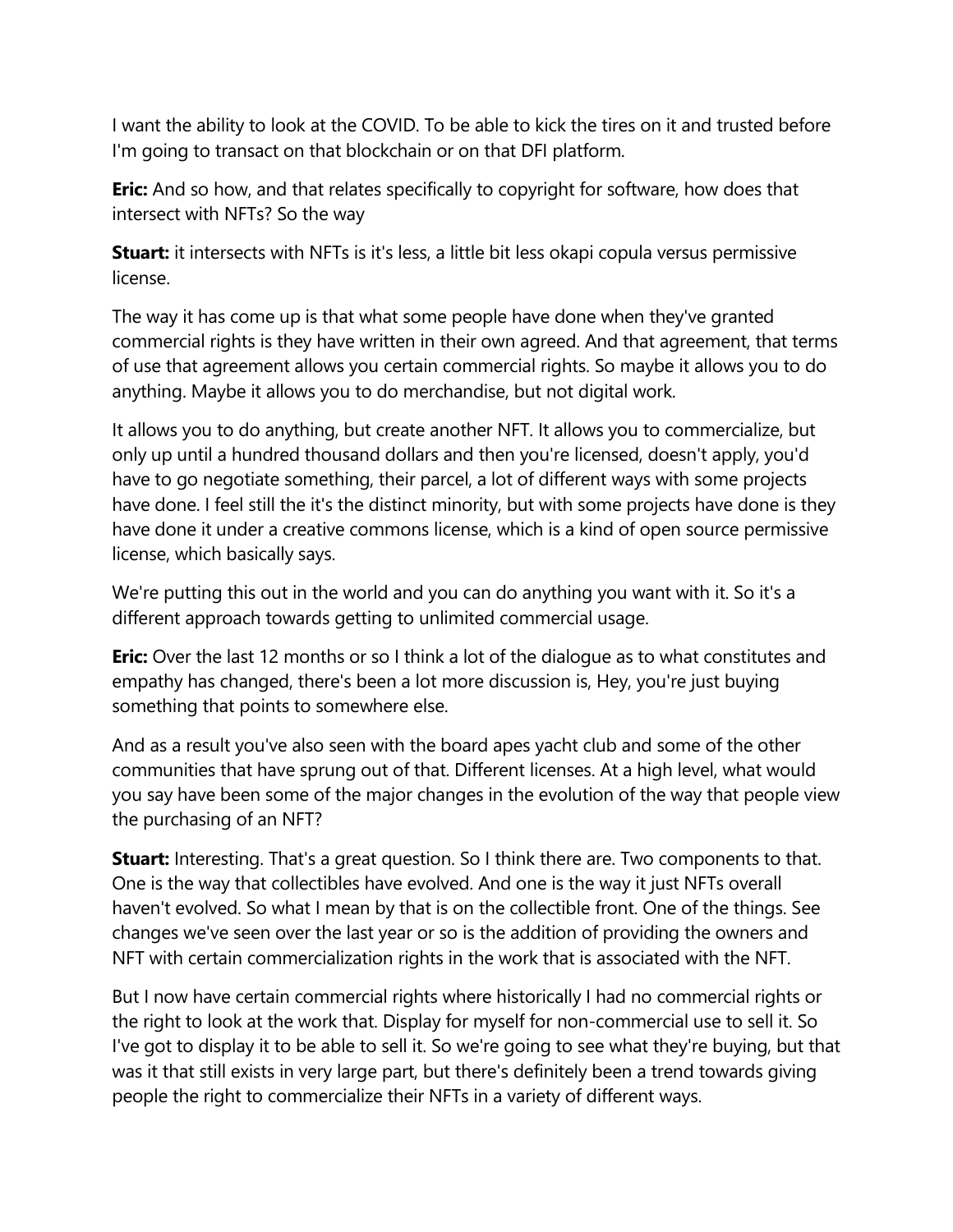I want the ability to look at the COVID. To be able to kick the tires on it and trusted before I'm going to transact on that blockchain or on that DFI platform.

**Eric:** And so how, and that relates specifically to copyright for software, how does that intersect with NFTs? So the way

**Stuart:** it intersects with NFTs is it's less, a little bit less okapi copula versus permissive license.

The way it has come up is that what some people have done when they've granted commercial rights is they have written in their own agreed. And that agreement, that terms of use that agreement allows you certain commercial rights. So maybe it allows you to do anything. Maybe it allows you to do merchandise, but not digital work.

It allows you to do anything, but create another NFT. It allows you to commercialize, but only up until a hundred thousand dollars and then you're licensed, doesn't apply, you'd have to go negotiate something, their parcel, a lot of different ways with some projects have done. I feel still the it's the distinct minority, but with some projects have done is they have done it under a creative commons license, which is a kind of open source permissive license, which basically says.

We're putting this out in the world and you can do anything you want with it. So it's a different approach towards getting to unlimited commercial usage.

**Eric:** Over the last 12 months or so I think a lot of the dialogue as to what constitutes and empathy has changed, there's been a lot more discussion is, Hey, you're just buying something that points to somewhere else.

And as a result you've also seen with the board apes yacht club and some of the other communities that have sprung out of that. Different licenses. At a high level, what would you say have been some of the major changes in the evolution of the way that people view the purchasing of an NFT?

**Stuart:** Interesting. That's a great question. So I think there are. Two components to that. One is the way that collectibles have evolved. And one is the way it just NFTs overall haven't evolved. So what I mean by that is on the collectible front. One of the things. See changes we've seen over the last year or so is the addition of providing the owners and NFT with certain commercialization rights in the work that is associated with the NFT.

But I now have certain commercial rights where historically I had no commercial rights or the right to look at the work that. Display for myself for non-commercial use to sell it. So I've got to display it to be able to sell it. So we're going to see what they're buying, but that was it that still exists in very large part, but there's definitely been a trend towards giving people the right to commercialize their NFTs in a variety of different ways.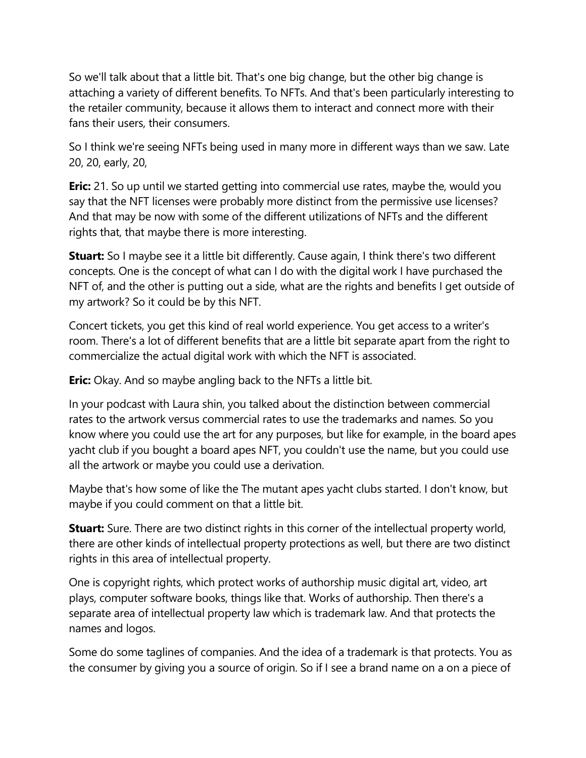So we'll talk about that a little bit. That's one big change, but the other big change is attaching a variety of different benefits. To NFTs. And that's been particularly interesting to the retailer community, because it allows them to interact and connect more with their fans their users, their consumers.

So I think we're seeing NFTs being used in many more in different ways than we saw. Late 20, 20, early, 20,

**Eric:** 21. So up until we started getting into commercial use rates, maybe the, would you say that the NFT licenses were probably more distinct from the permissive use licenses? And that may be now with some of the different utilizations of NFTs and the different rights that, that maybe there is more interesting.

**Stuart:** So I maybe see it a little bit differently. Cause again, I think there's two different concepts. One is the concept of what can I do with the digital work I have purchased the NFT of, and the other is putting out a side, what are the rights and benefits I get outside of my artwork? So it could be by this NFT.

Concert tickets, you get this kind of real world experience. You get access to a writer's room. There's a lot of different benefits that are a little bit separate apart from the right to commercialize the actual digital work with which the NFT is associated.

**Eric:** Okay. And so maybe angling back to the NFTs a little bit.

In your podcast with Laura shin, you talked about the distinction between commercial rates to the artwork versus commercial rates to use the trademarks and names. So you know where you could use the art for any purposes, but like for example, in the board apes yacht club if you bought a board apes NFT, you couldn't use the name, but you could use all the artwork or maybe you could use a derivation.

Maybe that's how some of like the The mutant apes yacht clubs started. I don't know, but maybe if you could comment on that a little bit.

**Stuart:** Sure. There are two distinct rights in this corner of the intellectual property world, there are other kinds of intellectual property protections as well, but there are two distinct rights in this area of intellectual property.

One is copyright rights, which protect works of authorship music digital art, video, art plays, computer software books, things like that. Works of authorship. Then there's a separate area of intellectual property law which is trademark law. And that protects the names and logos.

Some do some taglines of companies. And the idea of a trademark is that protects. You as the consumer by giving you a source of origin. So if I see a brand name on a on a piece of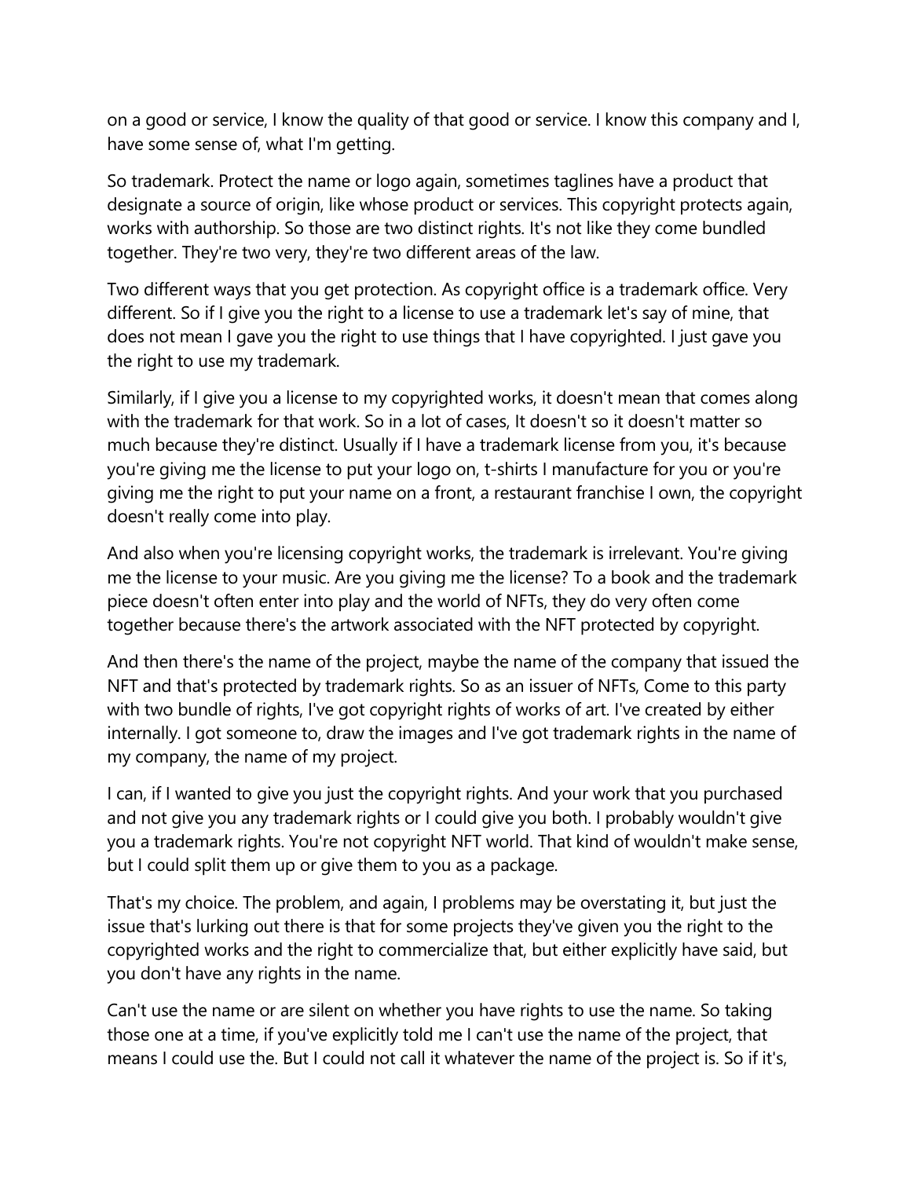on a good or service, I know the quality of that good or service. I know this company and I, have some sense of, what I'm getting.

So trademark. Protect the name or logo again, sometimes taglines have a product that designate a source of origin, like whose product or services. This copyright protects again, works with authorship. So those are two distinct rights. It's not like they come bundled together. They're two very, they're two different areas of the law.

Two different ways that you get protection. As copyright office is a trademark office. Very different. So if I give you the right to a license to use a trademark let's say of mine, that does not mean I gave you the right to use things that I have copyrighted. I just gave you the right to use my trademark.

Similarly, if I give you a license to my copyrighted works, it doesn't mean that comes along with the trademark for that work. So in a lot of cases, It doesn't so it doesn't matter so much because they're distinct. Usually if I have a trademark license from you, it's because you're giving me the license to put your logo on, t-shirts I manufacture for you or you're giving me the right to put your name on a front, a restaurant franchise I own, the copyright doesn't really come into play.

And also when you're licensing copyright works, the trademark is irrelevant. You're giving me the license to your music. Are you giving me the license? To a book and the trademark piece doesn't often enter into play and the world of NFTs, they do very often come together because there's the artwork associated with the NFT protected by copyright.

And then there's the name of the project, maybe the name of the company that issued the NFT and that's protected by trademark rights. So as an issuer of NFTs, Come to this party with two bundle of rights, I've got copyright rights of works of art. I've created by either internally. I got someone to, draw the images and I've got trademark rights in the name of my company, the name of my project.

I can, if I wanted to give you just the copyright rights. And your work that you purchased and not give you any trademark rights or I could give you both. I probably wouldn't give you a trademark rights. You're not copyright NFT world. That kind of wouldn't make sense, but I could split them up or give them to you as a package.

That's my choice. The problem, and again, I problems may be overstating it, but just the issue that's lurking out there is that for some projects they've given you the right to the copyrighted works and the right to commercialize that, but either explicitly have said, but you don't have any rights in the name.

Can't use the name or are silent on whether you have rights to use the name. So taking those one at a time, if you've explicitly told me I can't use the name of the project, that means I could use the. But I could not call it whatever the name of the project is. So if it's,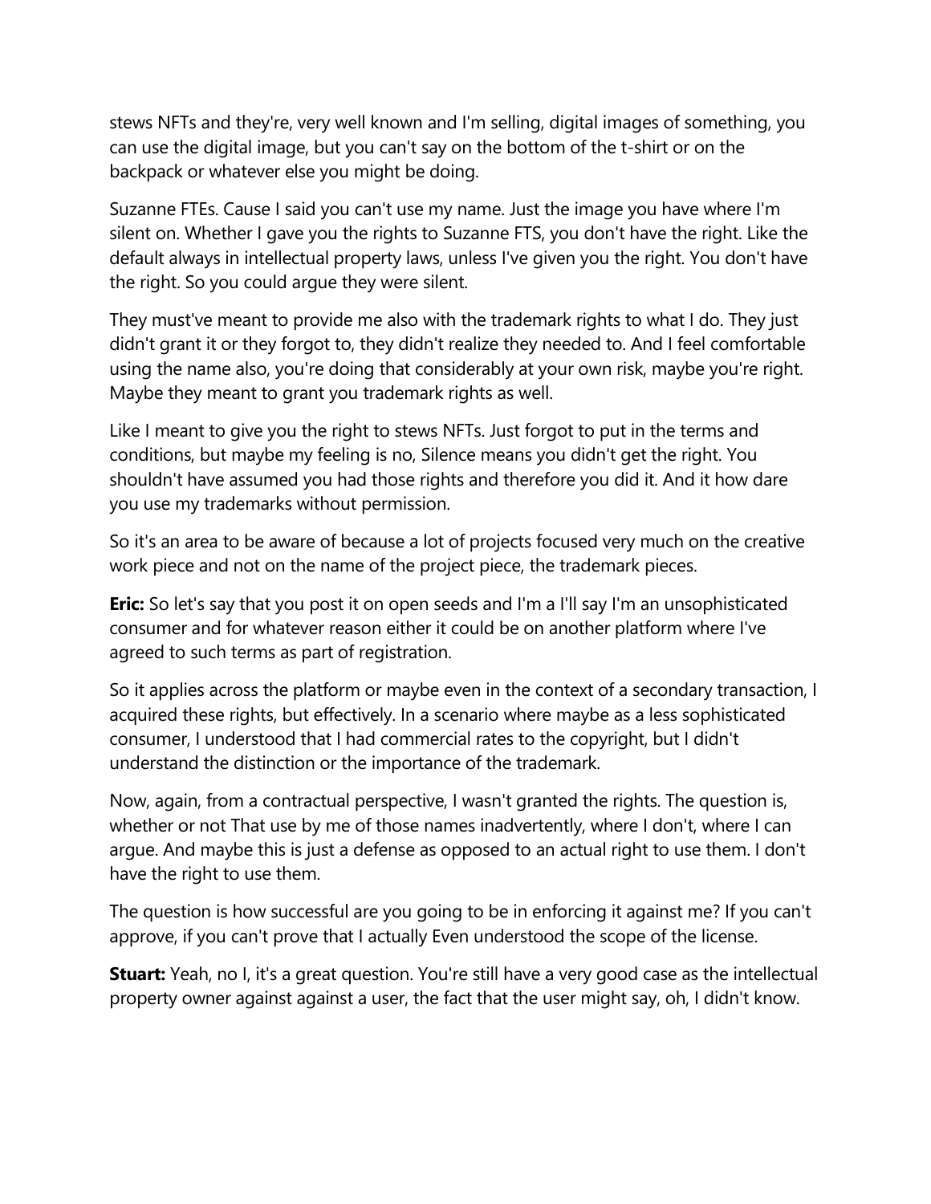stews NFTs and they're, very well known and I'm selling, digital images of something, you can use the digital image, but you can't say on the bottom of the t-shirt or on the backpack or whatever else you might be doing.

Suzanne FTEs. Cause I said you can't use my name. Just the image you have where I'm silent on. Whether I gave you the rights to Suzanne FTS, you don't have the right. Like the default always in intellectual property laws, unless I've given you the right. You don't have the right. So you could argue they were silent.

They must've meant to provide me also with the trademark rights to what I do. They just didn't grant it or they forgot to, they didn't realize they needed to. And I feel comfortable using the name also, you're doing that considerably at your own risk, maybe you're right. Maybe they meant to grant you trademark rights as well.

Like I meant to give you the right to stews NFTs. Just forgot to put in the terms and conditions, but maybe my feeling is no, Silence means you didn't get the right. You shouldn't have assumed you had those rights and therefore you did it. And it how dare you use my trademarks without permission.

So it's an area to be aware of because a lot of projects focused very much on the creative work piece and not on the name of the project piece, the trademark pieces.

**Eric:** So let's say that you post it on open seeds and I'm a I'll say I'm an unsophisticated consumer and for whatever reason either it could be on another platform where I've agreed to such terms as part of registration.

So it applies across the platform or maybe even in the context of a secondary transaction, I acquired these rights, but effectively. In a scenario where maybe as a less sophisticated consumer, I understood that I had commercial rates to the copyright, but I didn't understand the distinction or the importance of the trademark.

Now, again, from a contractual perspective, I wasn't granted the rights. The question is, whether or not That use by me of those names inadvertently, where I don't, where I can argue. And maybe this is just a defense as opposed to an actual right to use them. I don't have the right to use them.

The question is how successful are you going to be in enforcing it against me? If you can't approve, if you can't prove that I actually Even understood the scope of the license.

**Stuart:** Yeah, no I, it's a great question. You're still have a very good case as the intellectual property owner against against a user, the fact that the user might say, oh, I didn't know.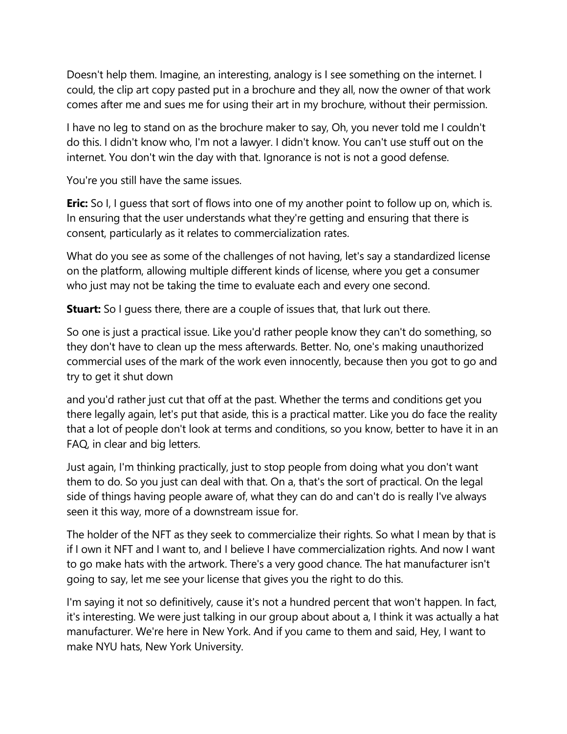Doesn't help them. Imagine, an interesting, analogy is I see something on the internet. I could, the clip art copy pasted put in a brochure and they all, now the owner of that work comes after me and sues me for using their art in my brochure, without their permission.

I have no leg to stand on as the brochure maker to say, Oh, you never told me I couldn't do this. I didn't know who, I'm not a lawyer. I didn't know. You can't use stuff out on the internet. You don't win the day with that. Ignorance is not is not a good defense.

You're you still have the same issues.

**Eric:** So I, I guess that sort of flows into one of my another point to follow up on, which is. In ensuring that the user understands what they're getting and ensuring that there is consent, particularly as it relates to commercialization rates.

What do you see as some of the challenges of not having, let's say a standardized license on the platform, allowing multiple different kinds of license, where you get a consumer who just may not be taking the time to evaluate each and every one second.

**Stuart:** So I guess there, there are a couple of issues that, that lurk out there.

So one is just a practical issue. Like you'd rather people know they can't do something, so they don't have to clean up the mess afterwards. Better. No, one's making unauthorized commercial uses of the mark of the work even innocently, because then you got to go and try to get it shut down

and you'd rather just cut that off at the past. Whether the terms and conditions get you there legally again, let's put that aside, this is a practical matter. Like you do face the reality that a lot of people don't look at terms and conditions, so you know, better to have it in an FAQ, in clear and big letters.

Just again, I'm thinking practically, just to stop people from doing what you don't want them to do. So you just can deal with that. On a, that's the sort of practical. On the legal side of things having people aware of, what they can do and can't do is really I've always seen it this way, more of a downstream issue for.

The holder of the NFT as they seek to commercialize their rights. So what I mean by that is if I own it NFT and I want to, and I believe I have commercialization rights. And now I want to go make hats with the artwork. There's a very good chance. The hat manufacturer isn't going to say, let me see your license that gives you the right to do this.

I'm saying it not so definitively, cause it's not a hundred percent that won't happen. In fact, it's interesting. We were just talking in our group about about a, I think it was actually a hat manufacturer. We're here in New York. And if you came to them and said, Hey, I want to make NYU hats, New York University.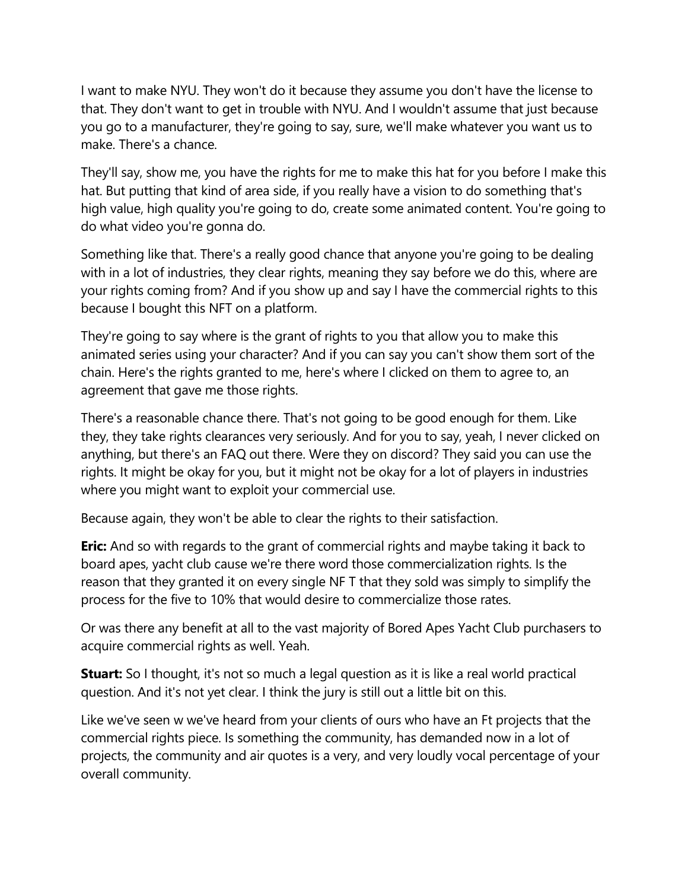I want to make NYU. They won't do it because they assume you don't have the license to that. They don't want to get in trouble with NYU. And I wouldn't assume that just because you go to a manufacturer, they're going to say, sure, we'll make whatever you want us to make. There's a chance.

They'll say, show me, you have the rights for me to make this hat for you before I make this hat. But putting that kind of area side, if you really have a vision to do something that's high value, high quality you're going to do, create some animated content. You're going to do what video you're gonna do.

Something like that. There's a really good chance that anyone you're going to be dealing with in a lot of industries, they clear rights, meaning they say before we do this, where are your rights coming from? And if you show up and say I have the commercial rights to this because I bought this NFT on a platform.

They're going to say where is the grant of rights to you that allow you to make this animated series using your character? And if you can say you can't show them sort of the chain. Here's the rights granted to me, here's where I clicked on them to agree to, an agreement that gave me those rights.

There's a reasonable chance there. That's not going to be good enough for them. Like they, they take rights clearances very seriously. And for you to say, yeah, I never clicked on anything, but there's an FAQ out there. Were they on discord? They said you can use the rights. It might be okay for you, but it might not be okay for a lot of players in industries where you might want to exploit your commercial use.

Because again, they won't be able to clear the rights to their satisfaction.

**Eric:** And so with regards to the grant of commercial rights and maybe taking it back to board apes, yacht club cause we're there word those commercialization rights. Is the reason that they granted it on every single NF T that they sold was simply to simplify the process for the five to 10% that would desire to commercialize those rates.

Or was there any benefit at all to the vast majority of Bored Apes Yacht Club purchasers to acquire commercial rights as well. Yeah.

**Stuart:** So I thought, it's not so much a legal question as it is like a real world practical question. And it's not yet clear. I think the jury is still out a little bit on this.

Like we've seen w we've heard from your clients of ours who have an Ft projects that the commercial rights piece. Is something the community, has demanded now in a lot of projects, the community and air quotes is a very, and very loudly vocal percentage of your overall community.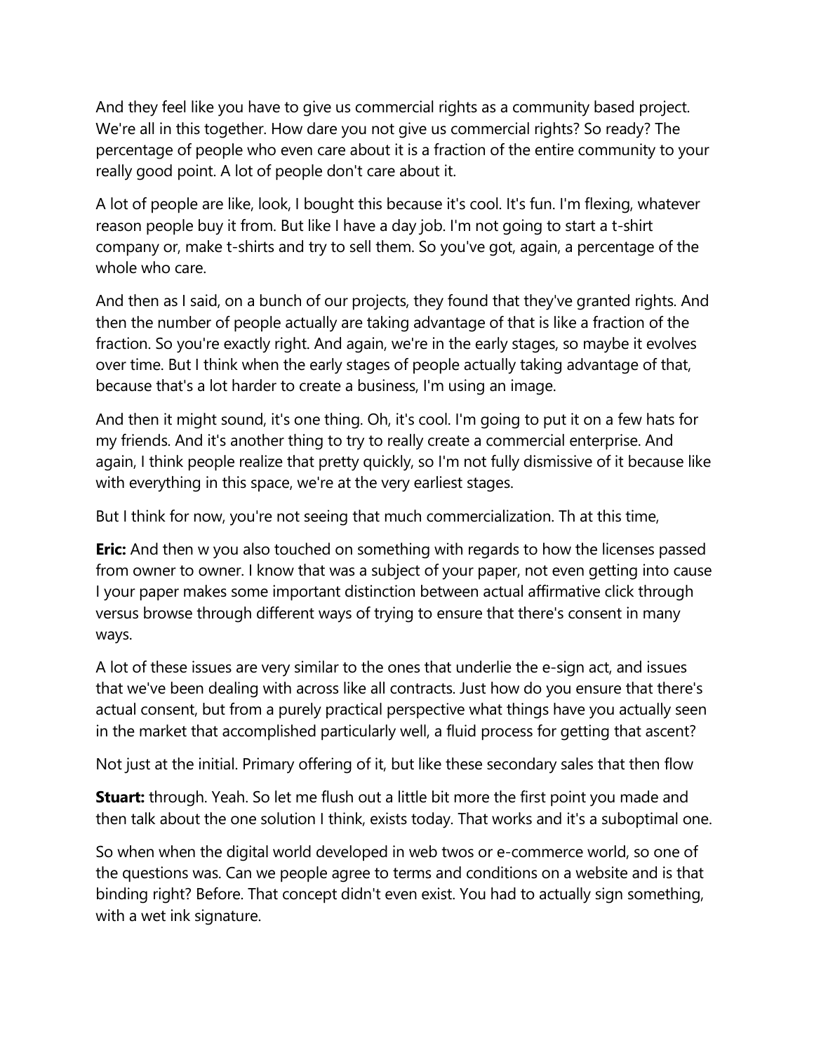And they feel like you have to give us commercial rights as a community based project. We're all in this together. How dare you not give us commercial rights? So ready? The percentage of people who even care about it is a fraction of the entire community to your really good point. A lot of people don't care about it.

A lot of people are like, look, I bought this because it's cool. It's fun. I'm flexing, whatever reason people buy it from. But like I have a day job. I'm not going to start a t-shirt company or, make t-shirts and try to sell them. So you've got, again, a percentage of the whole who care.

And then as I said, on a bunch of our projects, they found that they've granted rights. And then the number of people actually are taking advantage of that is like a fraction of the fraction. So you're exactly right. And again, we're in the early stages, so maybe it evolves over time. But I think when the early stages of people actually taking advantage of that, because that's a lot harder to create a business, I'm using an image.

And then it might sound, it's one thing. Oh, it's cool. I'm going to put it on a few hats for my friends. And it's another thing to try to really create a commercial enterprise. And again, I think people realize that pretty quickly, so I'm not fully dismissive of it because like with everything in this space, we're at the very earliest stages.

But I think for now, you're not seeing that much commercialization. Th at this time,

**Eric:** And then w you also touched on something with regards to how the licenses passed from owner to owner. I know that was a subject of your paper, not even getting into cause I your paper makes some important distinction between actual affirmative click through versus browse through different ways of trying to ensure that there's consent in many ways.

A lot of these issues are very similar to the ones that underlie the e-sign act, and issues that we've been dealing with across like all contracts. Just how do you ensure that there's actual consent, but from a purely practical perspective what things have you actually seen in the market that accomplished particularly well, a fluid process for getting that ascent?

Not just at the initial. Primary offering of it, but like these secondary sales that then flow

**Stuart:** through. Yeah. So let me flush out a little bit more the first point you made and then talk about the one solution I think, exists today. That works and it's a suboptimal one.

So when when the digital world developed in web twos or e-commerce world, so one of the questions was. Can we people agree to terms and conditions on a website and is that binding right? Before. That concept didn't even exist. You had to actually sign something, with a wet ink signature.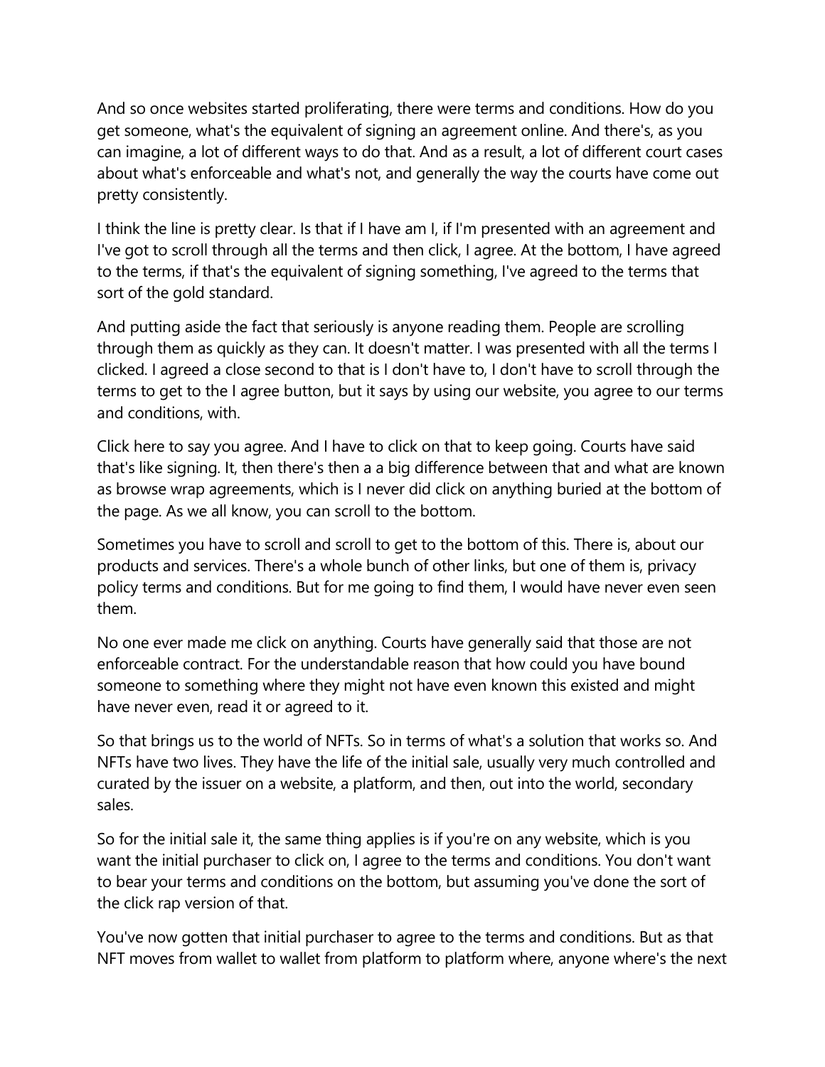And so once websites started proliferating, there were terms and conditions. How do you get someone, what's the equivalent of signing an agreement online. And there's, as you can imagine, a lot of different ways to do that. And as a result, a lot of different court cases about what's enforceable and what's not, and generally the way the courts have come out pretty consistently.

I think the line is pretty clear. Is that if I have am I, if I'm presented with an agreement and I've got to scroll through all the terms and then click, I agree. At the bottom, I have agreed to the terms, if that's the equivalent of signing something, I've agreed to the terms that sort of the gold standard.

And putting aside the fact that seriously is anyone reading them. People are scrolling through them as quickly as they can. It doesn't matter. I was presented with all the terms I clicked. I agreed a close second to that is I don't have to, I don't have to scroll through the terms to get to the I agree button, but it says by using our website, you agree to our terms and conditions, with.

Click here to say you agree. And I have to click on that to keep going. Courts have said that's like signing. It, then there's then a a big difference between that and what are known as browse wrap agreements, which is I never did click on anything buried at the bottom of the page. As we all know, you can scroll to the bottom.

Sometimes you have to scroll and scroll to get to the bottom of this. There is, about our products and services. There's a whole bunch of other links, but one of them is, privacy policy terms and conditions. But for me going to find them, I would have never even seen them.

No one ever made me click on anything. Courts have generally said that those are not enforceable contract. For the understandable reason that how could you have bound someone to something where they might not have even known this existed and might have never even, read it or agreed to it.

So that brings us to the world of NFTs. So in terms of what's a solution that works so. And NFTs have two lives. They have the life of the initial sale, usually very much controlled and curated by the issuer on a website, a platform, and then, out into the world, secondary sales.

So for the initial sale it, the same thing applies is if you're on any website, which is you want the initial purchaser to click on, I agree to the terms and conditions. You don't want to bear your terms and conditions on the bottom, but assuming you've done the sort of the click rap version of that.

You've now gotten that initial purchaser to agree to the terms and conditions. But as that NFT moves from wallet to wallet from platform to platform where, anyone where's the next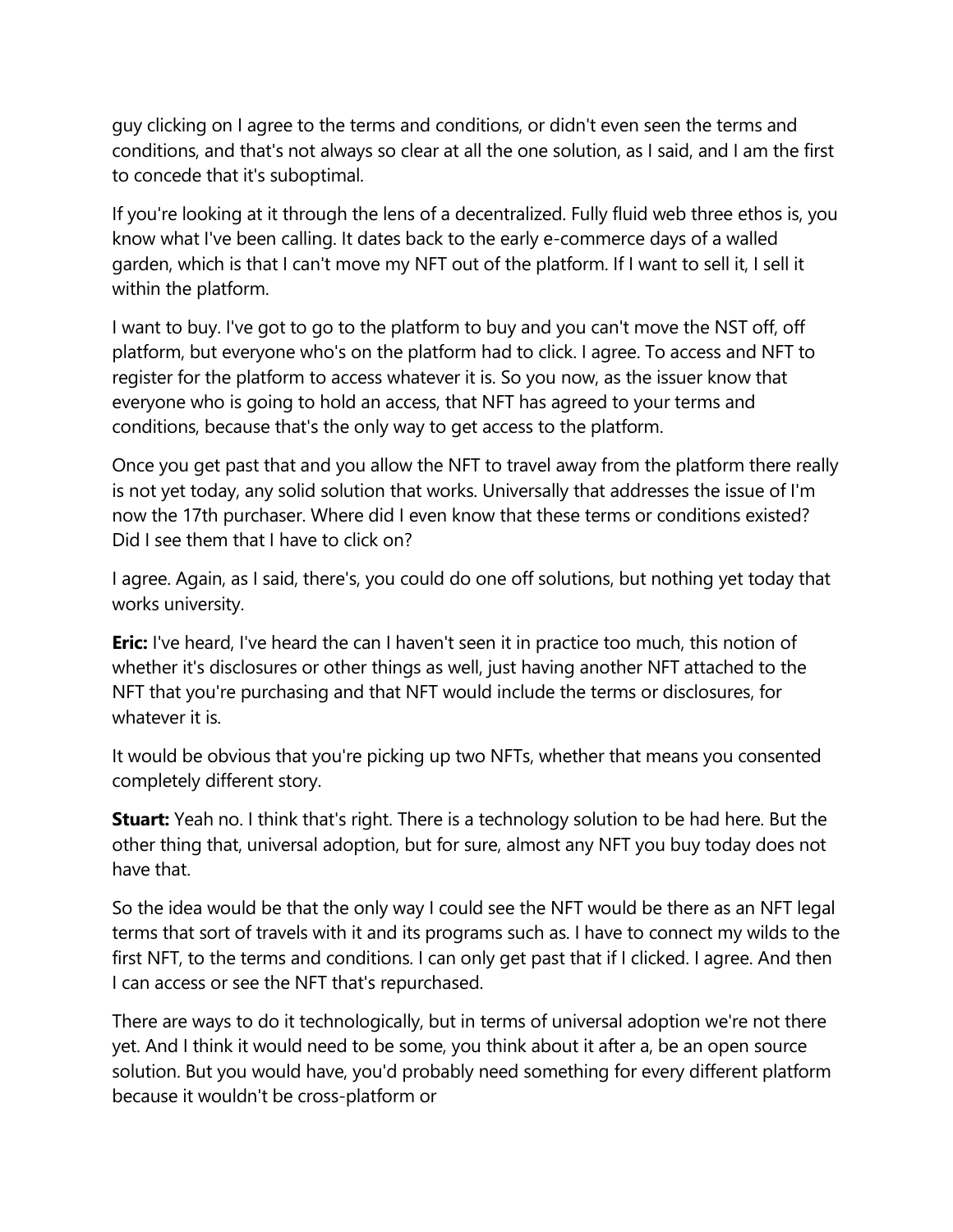guy clicking on I agree to the terms and conditions, or didn't even seen the terms and conditions, and that's not always so clear at all the one solution, as I said, and I am the first to concede that it's suboptimal.

If you're looking at it through the lens of a decentralized. Fully fluid web three ethos is, you know what I've been calling. It dates back to the early e-commerce days of a walled garden, which is that I can't move my NFT out of the platform. If I want to sell it, I sell it within the platform.

I want to buy. I've got to go to the platform to buy and you can't move the NST off, off platform, but everyone who's on the platform had to click. I agree. To access and NFT to register for the platform to access whatever it is. So you now, as the issuer know that everyone who is going to hold an access, that NFT has agreed to your terms and conditions, because that's the only way to get access to the platform.

Once you get past that and you allow the NFT to travel away from the platform there really is not yet today, any solid solution that works. Universally that addresses the issue of I'm now the 17th purchaser. Where did I even know that these terms or conditions existed? Did I see them that I have to click on?

I agree. Again, as I said, there's, you could do one off solutions, but nothing yet today that works university.

**Eric:** I've heard, I've heard the can I haven't seen it in practice too much, this notion of whether it's disclosures or other things as well, just having another NFT attached to the NFT that you're purchasing and that NFT would include the terms or disclosures, for whatever it is.

It would be obvious that you're picking up two NFTs, whether that means you consented completely different story.

**Stuart:** Yeah no. I think that's right. There is a technology solution to be had here. But the other thing that, universal adoption, but for sure, almost any NFT you buy today does not have that.

So the idea would be that the only way I could see the NFT would be there as an NFT legal terms that sort of travels with it and its programs such as. I have to connect my wilds to the first NFT, to the terms and conditions. I can only get past that if I clicked. I agree. And then I can access or see the NFT that's repurchased.

There are ways to do it technologically, but in terms of universal adoption we're not there yet. And I think it would need to be some, you think about it after a, be an open source solution. But you would have, you'd probably need something for every different platform because it wouldn't be cross-platform or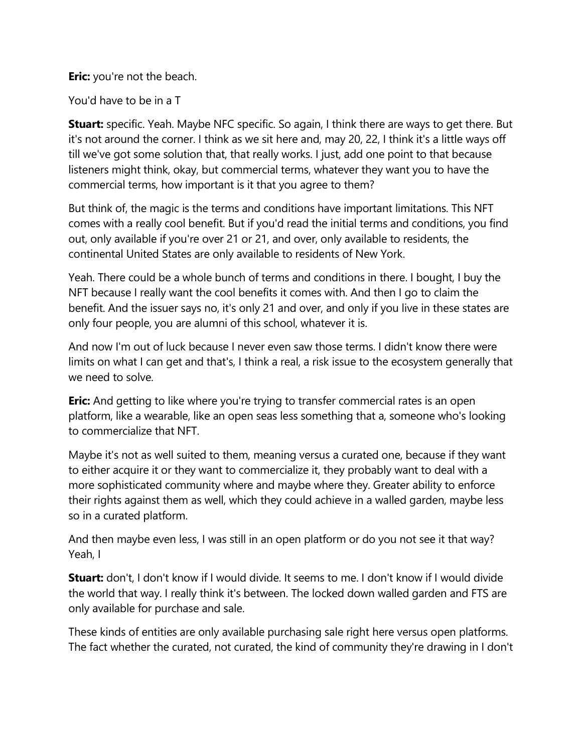**Eric:** you're not the beach.

You'd have to be in a T

**Stuart:** specific. Yeah. Maybe NFC specific. So again, I think there are ways to get there. But it's not around the corner. I think as we sit here and, may 20, 22, I think it's a little ways off till we've got some solution that, that really works. I just, add one point to that because listeners might think, okay, but commercial terms, whatever they want you to have the commercial terms, how important is it that you agree to them?

But think of, the magic is the terms and conditions have important limitations. This NFT comes with a really cool benefit. But if you'd read the initial terms and conditions, you find out, only available if you're over 21 or 21, and over, only available to residents, the continental United States are only available to residents of New York.

Yeah. There could be a whole bunch of terms and conditions in there. I bought, I buy the NFT because I really want the cool benefits it comes with. And then I go to claim the benefit. And the issuer says no, it's only 21 and over, and only if you live in these states are only four people, you are alumni of this school, whatever it is.

And now I'm out of luck because I never even saw those terms. I didn't know there were limits on what I can get and that's, I think a real, a risk issue to the ecosystem generally that we need to solve.

**Eric:** And getting to like where you're trying to transfer commercial rates is an open platform, like a wearable, like an open seas less something that a, someone who's looking to commercialize that NFT.

Maybe it's not as well suited to them, meaning versus a curated one, because if they want to either acquire it or they want to commercialize it, they probably want to deal with a more sophisticated community where and maybe where they. Greater ability to enforce their rights against them as well, which they could achieve in a walled garden, maybe less so in a curated platform.

And then maybe even less, I was still in an open platform or do you not see it that way? Yeah, I

**Stuart:** don't, I don't know if I would divide. It seems to me. I don't know if I would divide the world that way. I really think it's between. The locked down walled garden and FTS are only available for purchase and sale.

These kinds of entities are only available purchasing sale right here versus open platforms. The fact whether the curated, not curated, the kind of community they're drawing in I don't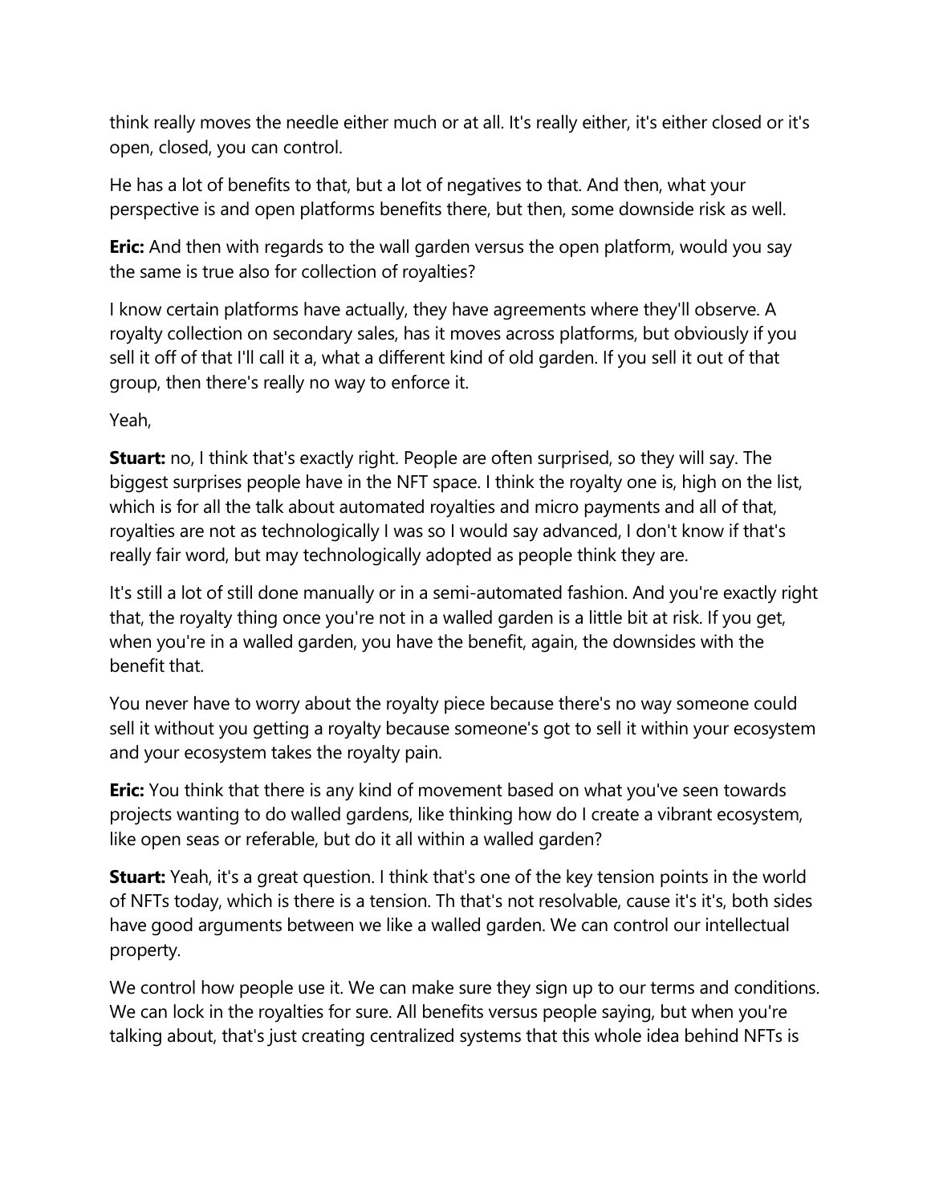think really moves the needle either much or at all. It's really either, it's either closed or it's open, closed, you can control.

He has a lot of benefits to that, but a lot of negatives to that. And then, what your perspective is and open platforms benefits there, but then, some downside risk as well.

**Eric:** And then with regards to the wall garden versus the open platform, would you say the same is true also for collection of royalties?

I know certain platforms have actually, they have agreements where they'll observe. A royalty collection on secondary sales, has it moves across platforms, but obviously if you sell it off of that I'll call it a, what a different kind of old garden. If you sell it out of that group, then there's really no way to enforce it.

Yeah,

**Stuart:** no, I think that's exactly right. People are often surprised, so they will say. The biggest surprises people have in the NFT space. I think the royalty one is, high on the list, which is for all the talk about automated royalties and micro payments and all of that, royalties are not as technologically I was so I would say advanced, I don't know if that's really fair word, but may technologically adopted as people think they are.

It's still a lot of still done manually or in a semi-automated fashion. And you're exactly right that, the royalty thing once you're not in a walled garden is a little bit at risk. If you get, when you're in a walled garden, you have the benefit, again, the downsides with the benefit that.

You never have to worry about the royalty piece because there's no way someone could sell it without you getting a royalty because someone's got to sell it within your ecosystem and your ecosystem takes the royalty pain.

**Eric:** You think that there is any kind of movement based on what you've seen towards projects wanting to do walled gardens, like thinking how do I create a vibrant ecosystem, like open seas or referable, but do it all within a walled garden?

**Stuart:** Yeah, it's a great question. I think that's one of the key tension points in the world of NFTs today, which is there is a tension. Th that's not resolvable, cause it's it's, both sides have good arguments between we like a walled garden. We can control our intellectual property.

We control how people use it. We can make sure they sign up to our terms and conditions. We can lock in the royalties for sure. All benefits versus people saying, but when you're talking about, that's just creating centralized systems that this whole idea behind NFTs is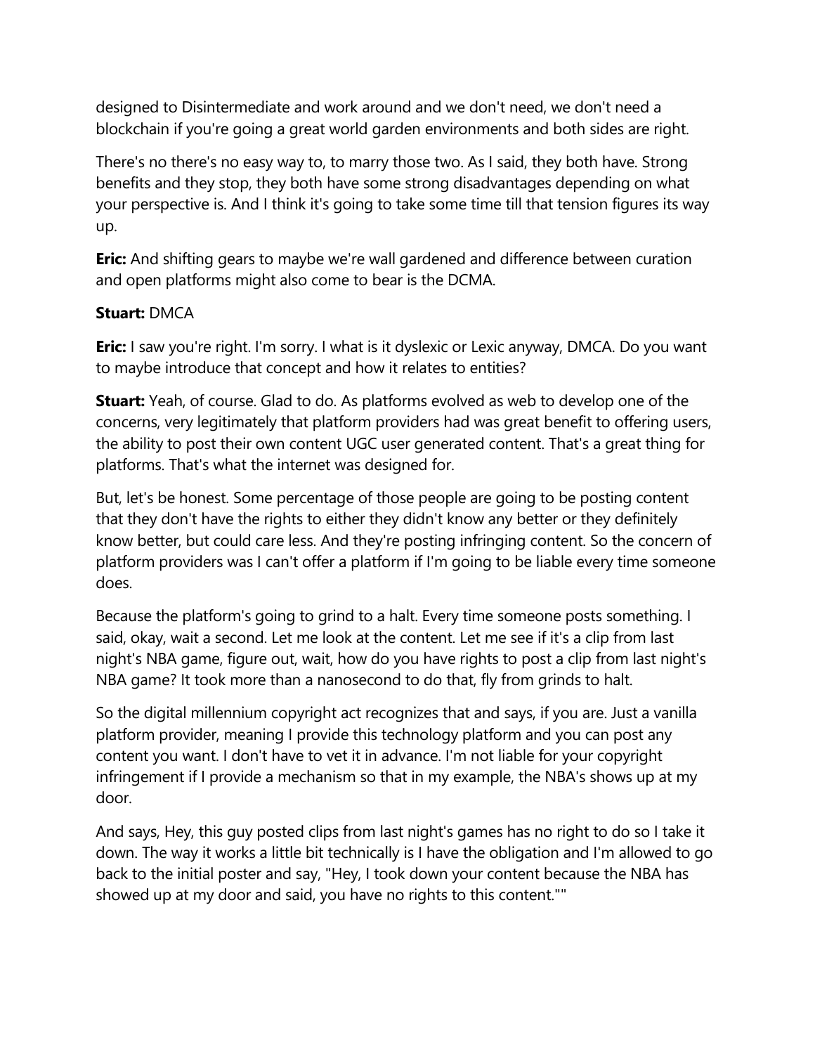designed to Disintermediate and work around and we don't need, we don't need a blockchain if you're going a great world garden environments and both sides are right.

There's no there's no easy way to, to marry those two. As I said, they both have. Strong benefits and they stop, they both have some strong disadvantages depending on what your perspective is. And I think it's going to take some time till that tension figures its way up.

**Eric:** And shifting gears to maybe we're wall gardened and difference between curation and open platforms might also come to bear is the DCMA.

**Stuart:** DMCA

**Eric:** I saw you're right. I'm sorry. I what is it dyslexic or Lexic anyway, DMCA. Do you want to maybe introduce that concept and how it relates to entities?

**Stuart:** Yeah, of course. Glad to do. As platforms evolved as web to develop one of the concerns, very legitimately that platform providers had was great benefit to offering users, the ability to post their own content UGC user generated content. That's a great thing for platforms. That's what the internet was designed for.

But, let's be honest. Some percentage of those people are going to be posting content that they don't have the rights to either they didn't know any better or they definitely know better, but could care less. And they're posting infringing content. So the concern of platform providers was I can't offer a platform if I'm going to be liable every time someone does.

Because the platform's going to grind to a halt. Every time someone posts something. I said, okay, wait a second. Let me look at the content. Let me see if it's a clip from last night's NBA game, figure out, wait, how do you have rights to post a clip from last night's NBA game? It took more than a nanosecond to do that, fly from grinds to halt.

So the digital millennium copyright act recognizes that and says, if you are. Just a vanilla platform provider, meaning I provide this technology platform and you can post any content you want. I don't have to vet it in advance. I'm not liable for your copyright infringement if I provide a mechanism so that in my example, the NBA's shows up at my door.

And says, Hey, this guy posted clips from last night's games has no right to do so I take it down. The way it works a little bit technically is I have the obligation and I'm allowed to go back to the initial poster and say, "Hey, I took down your content because the NBA has showed up at my door and said, you have no rights to this content.""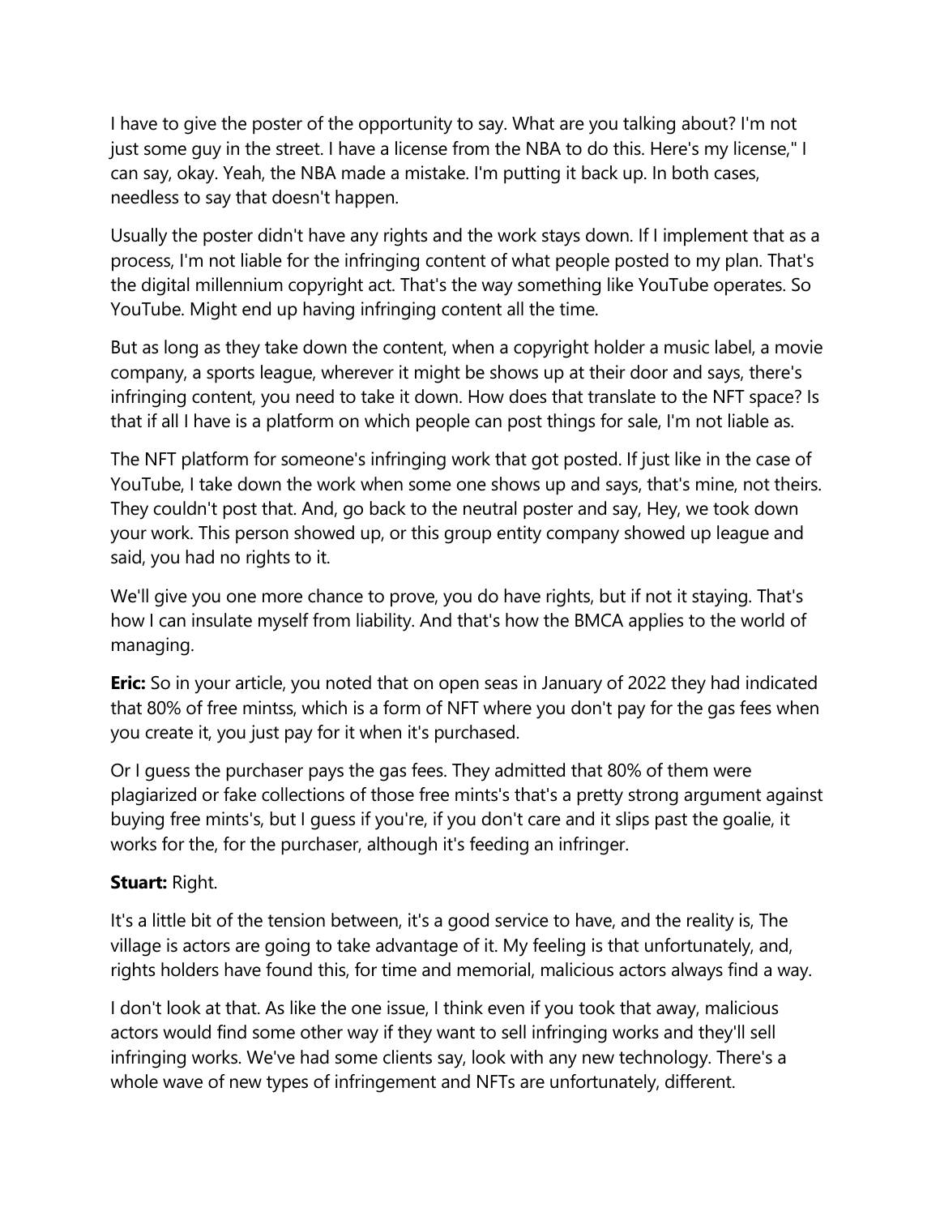I have to give the poster of the opportunity to say. What are you talking about? I'm not just some guy in the street. I have a license from the NBA to do this. Here's my license," I can say, okay. Yeah, the NBA made a mistake. I'm putting it back up. In both cases, needless to say that doesn't happen.

Usually the poster didn't have any rights and the work stays down. If I implement that as a process, I'm not liable for the infringing content of what people posted to my plan. That's the digital millennium copyright act. That's the way something like YouTube operates. So YouTube. Might end up having infringing content all the time.

But as long as they take down the content, when a copyright holder a music label, a movie company, a sports league, wherever it might be shows up at their door and says, there's infringing content, you need to take it down. How does that translate to the NFT space? Is that if all I have is a platform on which people can post things for sale, I'm not liable as.

The NFT platform for someone's infringing work that got posted. If just like in the case of YouTube, I take down the work when some one shows up and says, that's mine, not theirs. They couldn't post that. And, go back to the neutral poster and say, Hey, we took down your work. This person showed up, or this group entity company showed up league and said, you had no rights to it.

We'll give you one more chance to prove, you do have rights, but if not it staying. That's how I can insulate myself from liability. And that's how the BMCA applies to the world of managing.

**Eric:** So in your article, you noted that on open seas in January of 2022 they had indicated that 80% of free mintss, which is a form of NFT where you don't pay for the gas fees when you create it, you just pay for it when it's purchased.

Or I guess the purchaser pays the gas fees. They admitted that 80% of them were plagiarized or fake collections of those free mints's that's a pretty strong argument against buying free mints's, but I guess if you're, if you don't care and it slips past the goalie, it works for the, for the purchaser, although it's feeding an infringer.

**Stuart:** Right.

It's a little bit of the tension between, it's a good service to have, and the reality is, The village is actors are going to take advantage of it. My feeling is that unfortunately, and, rights holders have found this, for time and memorial, malicious actors always find a way.

I don't look at that. As like the one issue, I think even if you took that away, malicious actors would find some other way if they want to sell infringing works and they'll sell infringing works. We've had some clients say, look with any new technology. There's a whole wave of new types of infringement and NFTs are unfortunately, different.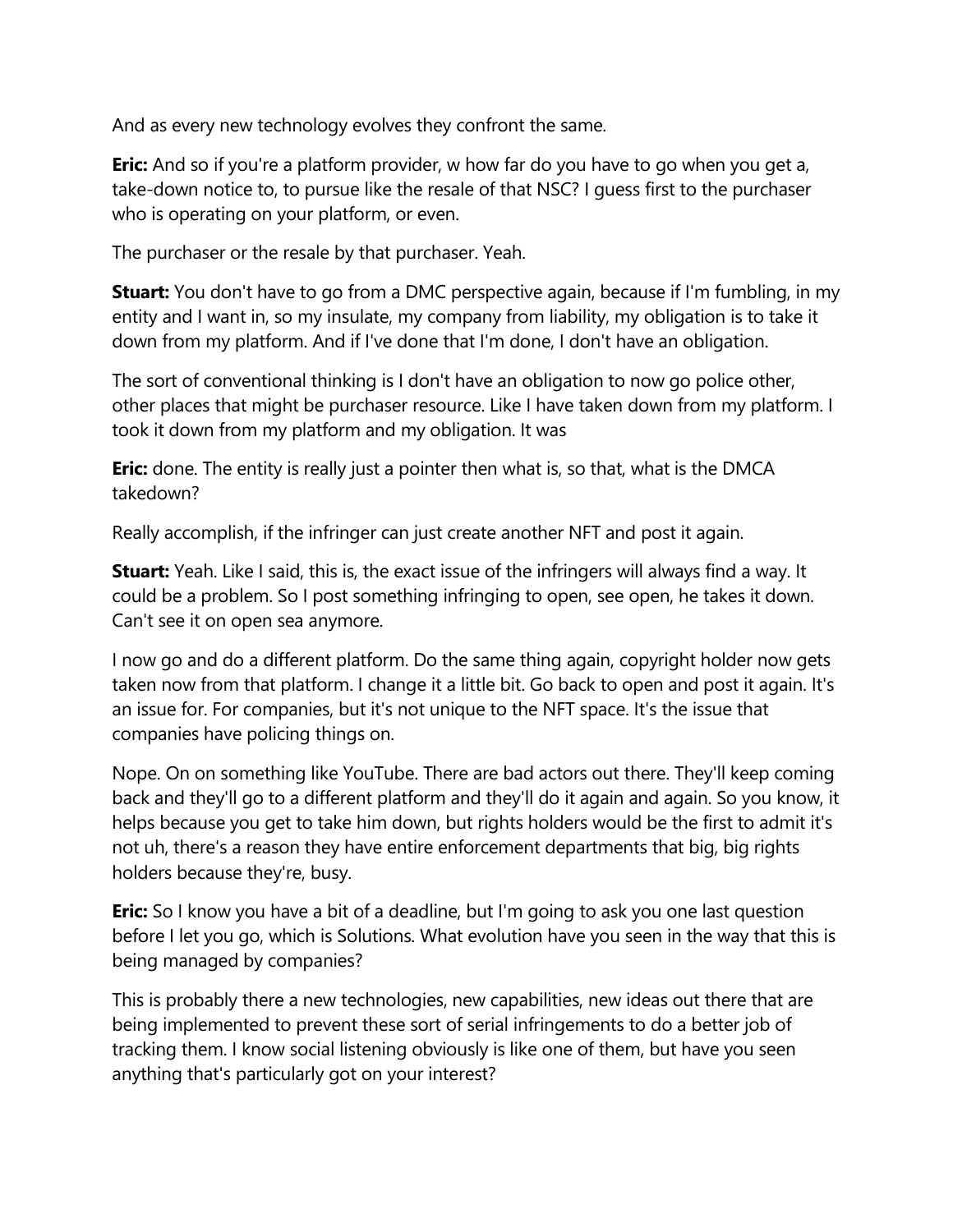And as every new technology evolves they confront the same.

**Eric:** And so if you're a platform provider, w how far do you have to go when you get a, take-down notice to, to pursue like the resale of that NSC? I guess first to the purchaser who is operating on your platform, or even.

The purchaser or the resale by that purchaser. Yeah.

**Stuart:** You don't have to go from a DMC perspective again, because if I'm fumbling, in my entity and I want in, so my insulate, my company from liability, my obligation is to take it down from my platform. And if I've done that I'm done, I don't have an obligation.

The sort of conventional thinking is I don't have an obligation to now go police other, other places that might be purchaser resource. Like I have taken down from my platform. I took it down from my platform and my obligation. It was

**Eric:** done. The entity is really just a pointer then what is, so that, what is the DMCA takedown?

Really accomplish, if the infringer can just create another NFT and post it again.

**Stuart:** Yeah. Like I said, this is, the exact issue of the infringers will always find a way. It could be a problem. So I post something infringing to open, see open, he takes it down. Can't see it on open sea anymore.

I now go and do a different platform. Do the same thing again, copyright holder now gets taken now from that platform. I change it a little bit. Go back to open and post it again. It's an issue for. For companies, but it's not unique to the NFT space. It's the issue that companies have policing things on.

Nope. On on something like YouTube. There are bad actors out there. They'll keep coming back and they'll go to a different platform and they'll do it again and again. So you know, it helps because you get to take him down, but rights holders would be the first to admit it's not uh, there's a reason they have entire enforcement departments that big, big rights holders because they're, busy.

**Eric:** So I know you have a bit of a deadline, but I'm going to ask you one last question before I let you go, which is Solutions. What evolution have you seen in the way that this is being managed by companies?

This is probably there a new technologies, new capabilities, new ideas out there that are being implemented to prevent these sort of serial infringements to do a better job of tracking them. I know social listening obviously is like one of them, but have you seen anything that's particularly got on your interest?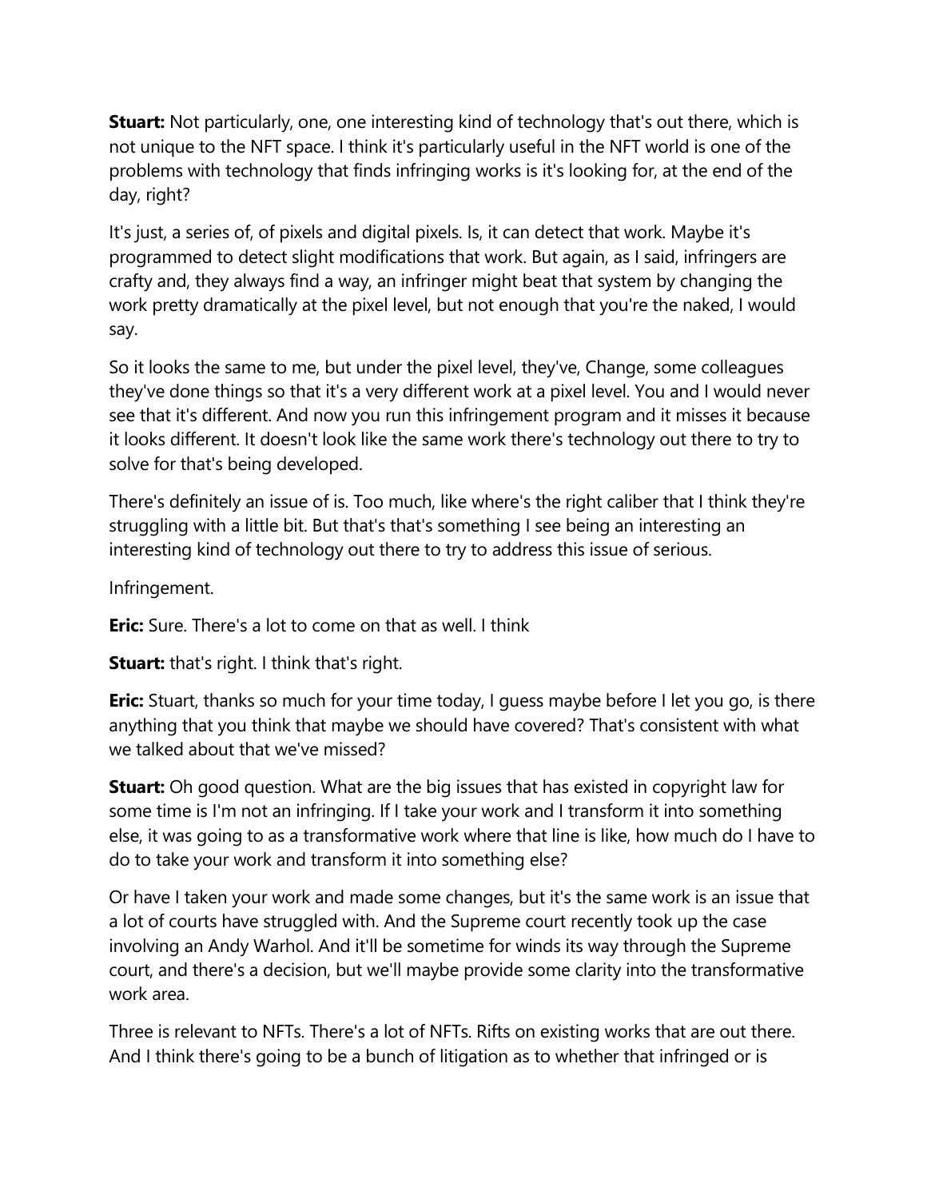**Stuart:** Not particularly, one, one interesting kind of technology that's out there, which is not unique to the NFT space. I think it's particularly useful in the NFT world is one of the problems with technology that finds infringing works is it's looking for, at the end of the day, right?

It's just, a series of, of pixels and digital pixels. Is, it can detect that work. Maybe it's programmed to detect slight modifications that work. But again, as I said, infringers are crafty and, they always find a way, an infringer might beat that system by changing the work pretty dramatically at the pixel level, but not enough that you're the naked, I would say.

So it looks the same to me, but under the pixel level, they've, Change, some colleagues they've done things so that it's a very different work at a pixel level. You and I would never see that it's different. And now you run this infringement program and it misses it because it looks different. It doesn't look like the same work there's technology out there to try to solve for that's being developed.

There's definitely an issue of is. Too much, like where's the right caliber that I think they're struggling with a little bit. But that's that's something I see being an interesting an interesting kind of technology out there to try to address this issue of serious.

Infringement.

**Eric:** Sure. There's a lot to come on that as well. I think

**Stuart:** that's right. I think that's right.

**Eric:** Stuart, thanks so much for your time today, I guess maybe before I let you go, is there anything that you think that maybe we should have covered? That's consistent with what we talked about that we've missed?

**Stuart:** Oh good question. What are the big issues that has existed in copyright law for some time is I'm not an infringing. If I take your work and I transform it into something else, it was going to as a transformative work where that line is like, how much do I have to do to take your work and transform it into something else?

Or have I taken your work and made some changes, but it's the same work is an issue that a lot of courts have struggled with. And the Supreme court recently took up the case involving an Andy Warhol. And it'll be sometime for winds its way through the Supreme court, and there's a decision, but we'll maybe provide some clarity into the transformative work area.

Three is relevant to NFTs. There's a lot of NFTs. Rifts on existing works that are out there. And I think there's going to be a bunch of litigation as to whether that infringed or is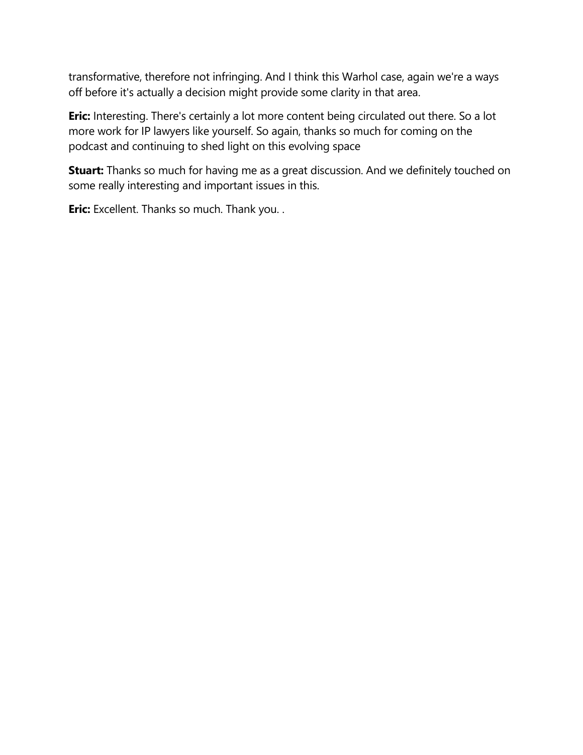transformative, therefore not infringing. And I think this Warhol case, again we're a ways off before it's actually a decision might provide some clarity in that area.

**Eric:** Interesting. There's certainly a lot more content being circulated out there. So a lot more work for IP lawyers like yourself. So again, thanks so much for coming on the podcast and continuing to shed light on this evolving space

**Stuart:** Thanks so much for having me as a great discussion. And we definitely touched on some really interesting and important issues in this.

**Eric:** Excellent. Thanks so much. Thank you. .